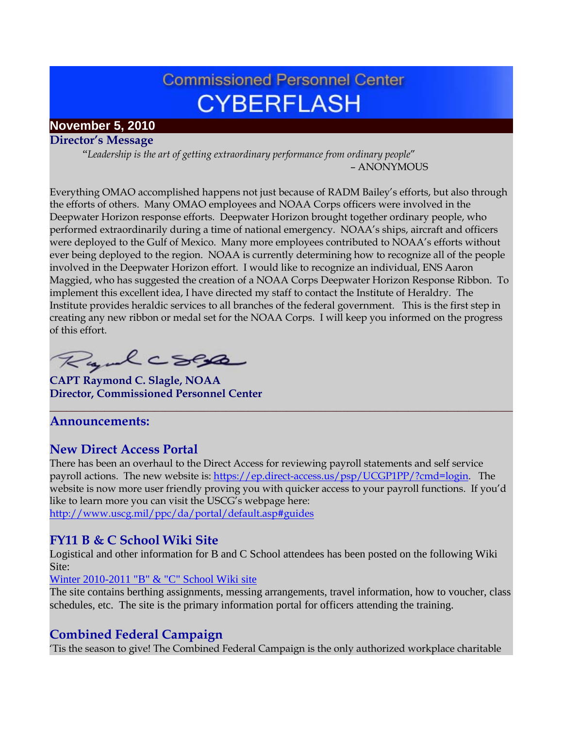# Commissioned Personnel Center
# CYBERFLASH

**November 5, 2010**

## Director's Message

"*Leadership is the art of getting extraordinary performance from ordinary people*"
– ANONYMOUS

Everything OMAO accomplished happens not just because of RADM Bailey's efforts, but also through the efforts of others. Many OMAO employees and NOAA Corps officers were involved in the Deepwater Horizon response efforts. Deepwater Horizon brought together ordinary people, who performed extraordinarily during a time of national emergency. NOAA's ships, aircraft and officers were deployed to the Gulf of Mexico. Many more employees contributed to NOAA's efforts without ever being deployed to the region. NOAA is currently determining how to recognize all of the people involved in the Deepwater Horizon effort. I would like to recognize an individual, ENS Aaron Maggied, who has suggested the creation of a NOAA Corps Deepwater Horizon Response Ribbon. To implement this excellent idea, I have directed my staff to contact the Institute of Heraldry. The Institute provides heraldic services to all branches of the federal government. This is the first step in creating any new ribbon or medal set for the NOAA Corps. I will keep you informed on the progress of this effort.

**CAPT Raymond C. Slagle, NOAA**
**Director, Commissioned Personnel Center**

---

## Announcements:

### New Direct Access Portal

There has been an overhaul to the Direct Access for reviewing payroll statements and self service payroll actions. The new website is: https://ep.direct-access.us/psp/UCGP1PP/?cmd=login. The website is now more user friendly proving you with quicker access to your payroll functions. If you'd like to learn more you can visit the USCG's webpage here: http://www.uscg.mil/ppc/da/portal/default.asp#guides

### FY11 B & C School Wiki Site

Logistical and other information for B and C School attendees has been posted on the following Wiki Site:
Winter 2010-2011 "B" & "C" School Wiki site
The site contains berthing assignments, messing arrangements, travel information, how to voucher, class schedules, etc. The site is the primary information portal for officers attending the training.

### Combined Federal Campaign

'Tis the season to give! The Combined Federal Campaign is the only authorized workplace charitable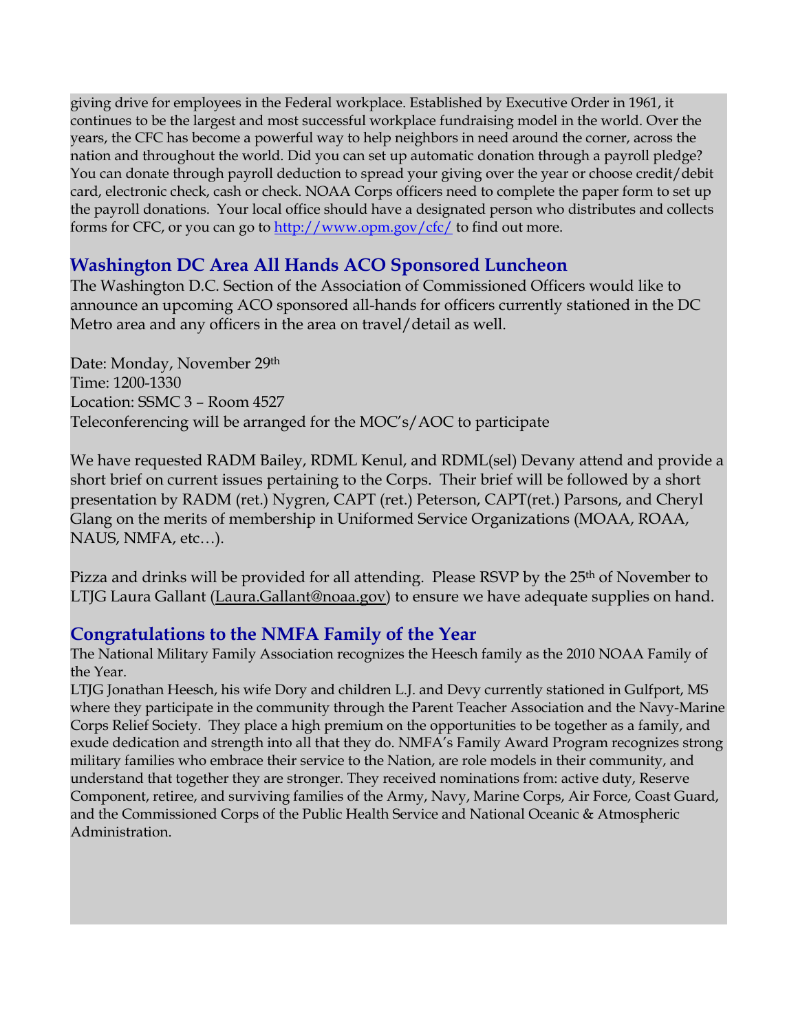giving drive for employees in the Federal workplace. Established by Executive Order in 1961, it continues to be the largest and most successful workplace fundraising model in the world. Over the years, the CFC has become a powerful way to help neighbors in need around the corner, across the nation and throughout the world. Did you can set up automatic donation through a payroll pledge? You can donate through payroll deduction to spread your giving over the year or choose credit/debit card, electronic check, cash or check. NOAA Corps officers need to complete the paper form to set up the payroll donations. Your local office should have a designated person who distributes and collects forms for CFC, or you can go to http://www.opm.gov/cfc/ to find out more.

## Washington DC Area All Hands ACO Sponsored Luncheon

The Washington D.C. Section of the Association of Commissioned Officers would like to announce an upcoming ACO sponsored all-hands for officers currently stationed in the DC Metro area and any officers in the area on travel/detail as well.

Date: Monday, November 29th
Time: 1200-1330
Location: SSMC 3 – Room 4527
Teleconferencing will be arranged for the MOC's/AOC to participate

We have requested RADM Bailey, RDML Kenul, and RDML(sel) Devany attend and provide a short brief on current issues pertaining to the Corps. Their brief will be followed by a short presentation by RADM (ret.) Nygren, CAPT (ret.) Peterson, CAPT(ret.) Parsons, and Cheryl Glang on the merits of membership in Uniformed Service Organizations (MOAA, ROAA, NAUS, NMFA, etc…).

Pizza and drinks will be provided for all attending. Please RSVP by the 25th of November to LTJG Laura Gallant (Laura.Gallant@noaa.gov) to ensure we have adequate supplies on hand.

## Congratulations to the NMFA Family of the Year

The National Military Family Association recognizes the Heesch family as the 2010 NOAA Family of the Year.

LTJG Jonathan Heesch, his wife Dory and children L.J. and Devy currently stationed in Gulfport, MS where they participate in the community through the Parent Teacher Association and the Navy-Marine Corps Relief Society. They place a high premium on the opportunities to be together as a family, and exude dedication and strength into all that they do. NMFA's Family Award Program recognizes strong military families who embrace their service to the Nation, are role models in their community, and understand that together they are stronger. They received nominations from: active duty, Reserve Component, retiree, and surviving families of the Army, Navy, Marine Corps, Air Force, Coast Guard, and the Commissioned Corps of the Public Health Service and National Oceanic & Atmospheric Administration.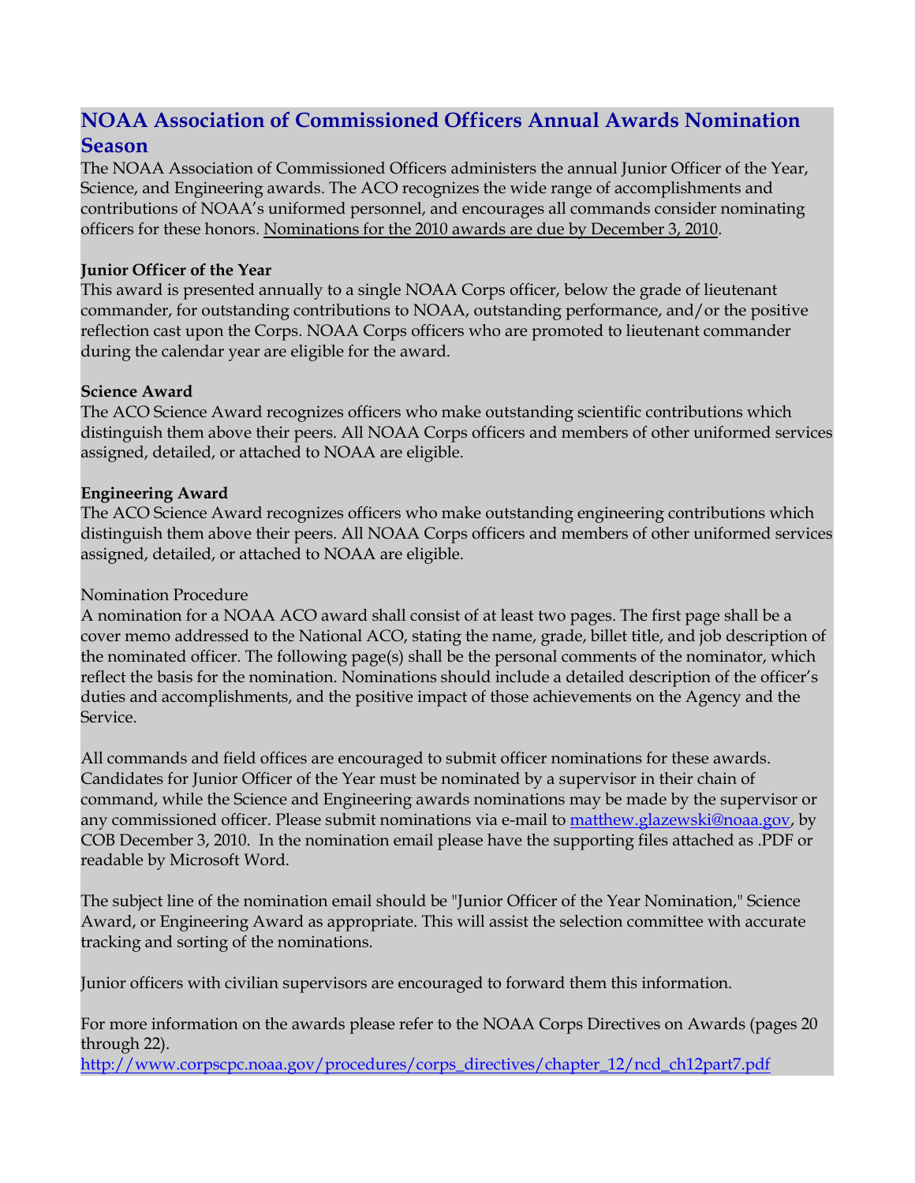## NOAA Association of Commissioned Officers Annual Awards Nomination Season

The NOAA Association of Commissioned Officers administers the annual Junior Officer of the Year, Science, and Engineering awards. The ACO recognizes the wide range of accomplishments and contributions of NOAA's uniformed personnel, and encourages all commands consider nominating officers for these honors. Nominations for the 2010 awards are due by December 3, 2010.

**Junior Officer of the Year**

This award is presented annually to a single NOAA Corps officer, below the grade of lieutenant commander, for outstanding contributions to NOAA, outstanding performance, and/or the positive reflection cast upon the Corps. NOAA Corps officers who are promoted to lieutenant commander during the calendar year are eligible for the award.

**Science Award**

The ACO Science Award recognizes officers who make outstanding scientific contributions which distinguish them above their peers. All NOAA Corps officers and members of other uniformed services assigned, detailed, or attached to NOAA are eligible.

**Engineering Award**

The ACO Science Award recognizes officers who make outstanding engineering contributions which distinguish them above their peers. All NOAA Corps officers and members of other uniformed services assigned, detailed, or attached to NOAA are eligible.

Nomination Procedure

A nomination for a NOAA ACO award shall consist of at least two pages. The first page shall be a cover memo addressed to the National ACO, stating the name, grade, billet title, and job description of the nominated officer. The following page(s) shall be the personal comments of the nominator, which reflect the basis for the nomination. Nominations should include a detailed description of the officer's duties and accomplishments, and the positive impact of those achievements on the Agency and the Service.

All commands and field offices are encouraged to submit officer nominations for these awards. Candidates for Junior Officer of the Year must be nominated by a supervisor in their chain of command, while the Science and Engineering awards nominations may be made by the supervisor or any commissioned officer. Please submit nominations via e-mail to matthew.glazewski@noaa.gov, by COB December 3, 2010. In the nomination email please have the supporting files attached as .PDF or readable by Microsoft Word.

The subject line of the nomination email should be "Junior Officer of the Year Nomination," Science Award, or Engineering Award as appropriate. This will assist the selection committee with accurate tracking and sorting of the nominations.

Junior officers with civilian supervisors are encouraged to forward them this information.

For more information on the awards please refer to the NOAA Corps Directives on Awards (pages 20 through 22).
http://www.corpscpc.noaa.gov/procedures/corps_directives/chapter_12/ncd_ch12part7.pdf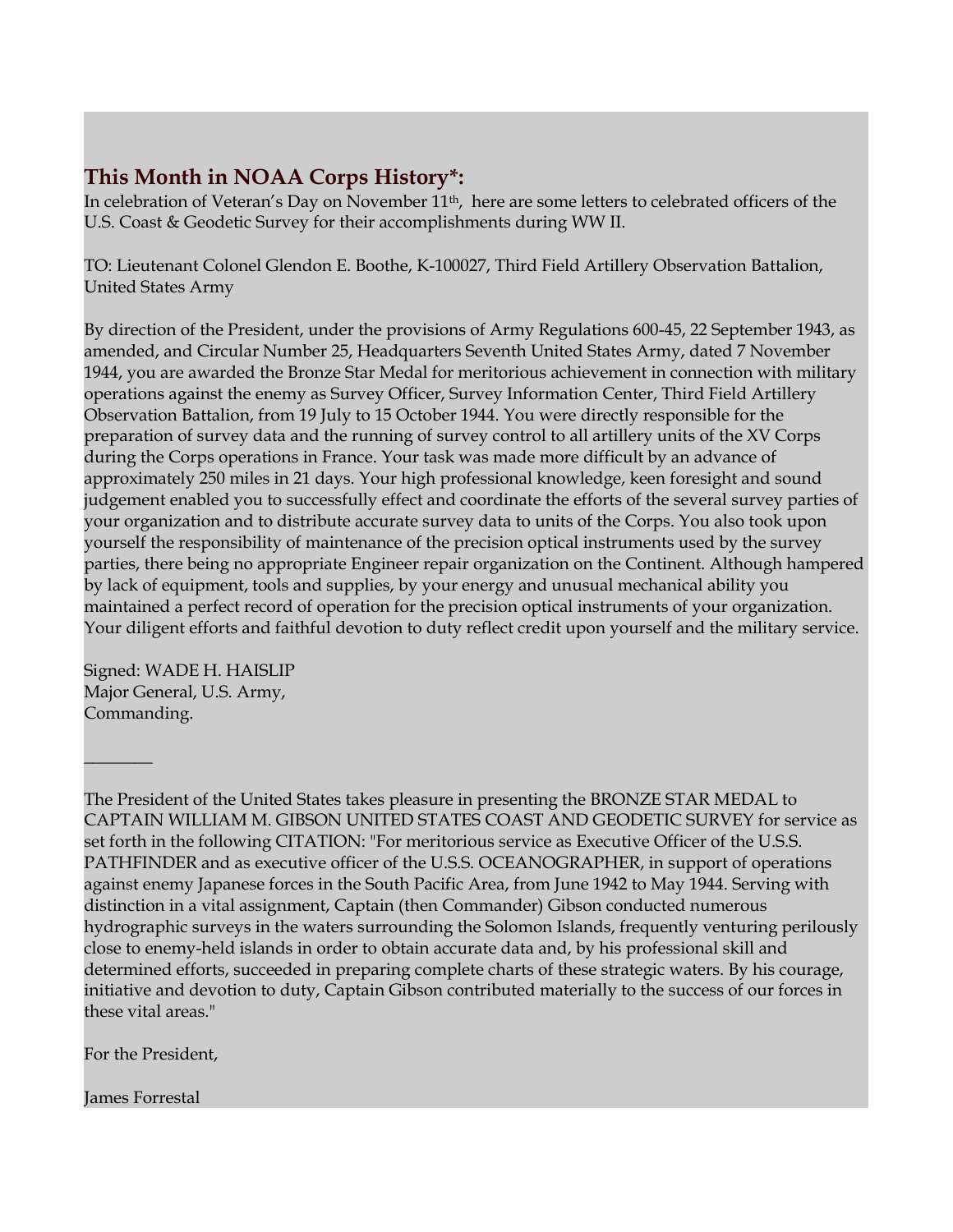## This Month in NOAA Corps History*:

In celebration of Veteran's Day on November 11th, here are some letters to celebrated officers of the U.S. Coast & Geodetic Survey for their accomplishments during WW II.

TO: Lieutenant Colonel Glendon E. Boothe, K-100027, Third Field Artillery Observation Battalion, United States Army

By direction of the President, under the provisions of Army Regulations 600-45, 22 September 1943, as amended, and Circular Number 25, Headquarters Seventh United States Army, dated 7 November 1944, you are awarded the Bronze Star Medal for meritorious achievement in connection with military operations against the enemy as Survey Officer, Survey Information Center, Third Field Artillery Observation Battalion, from 19 July to 15 October 1944. You were directly responsible for the preparation of survey data and the running of survey control to all artillery units of the XV Corps during the Corps operations in France. Your task was made more difficult by an advance of approximately 250 miles in 21 days. Your high professional knowledge, keen foresight and sound judgement enabled you to successfully effect and coordinate the efforts of the several survey parties of your organization and to distribute accurate survey data to units of the Corps. You also took upon yourself the responsibility of maintenance of the precision optical instruments used by the survey parties, there being no appropriate Engineer repair organization on the Continent. Although hampered by lack of equipment, tools and supplies, by your energy and unusual mechanical ability you maintained a perfect record of operation for the precision optical instruments of your organization. Your diligent efforts and faithful devotion to duty reflect credit upon yourself and the military service.

Signed: WADE H. HAISLIP
Major General, U.S. Army,
Commanding.

________

The President of the United States takes pleasure in presenting the BRONZE STAR MEDAL to CAPTAIN WILLIAM M. GIBSON UNITED STATES COAST AND GEODETIC SURVEY for service as set forth in the following CITATION: "For meritorious service as Executive Officer of the U.S.S. PATHFINDER and as executive officer of the U.S.S. OCEANOGRAPHER, in support of operations against enemy Japanese forces in the South Pacific Area, from June 1942 to May 1944. Serving with distinction in a vital assignment, Captain (then Commander) Gibson conducted numerous hydrographic surveys in the waters surrounding the Solomon Islands, frequently venturing perilously close to enemy-held islands in order to obtain accurate data and, by his professional skill and determined efforts, succeeded in preparing complete charts of these strategic waters. By his courage, initiative and devotion to duty, Captain Gibson contributed materially to the success of our forces in these vital areas."

For the President,

James Forrestal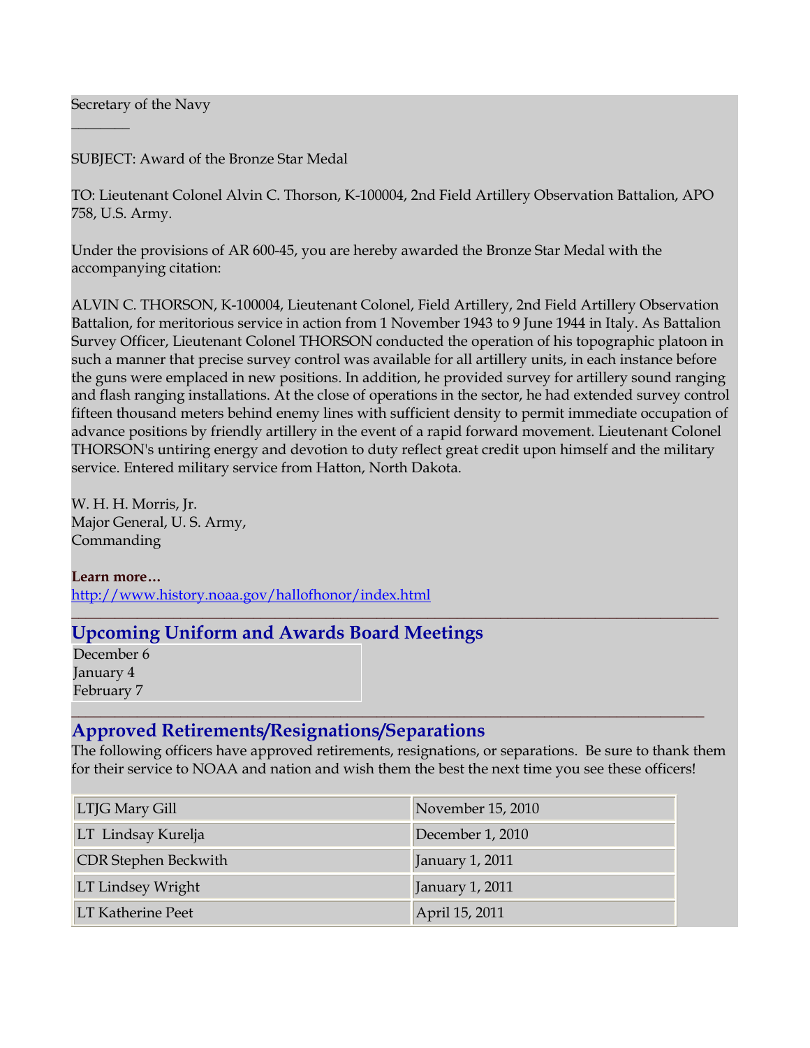Secretary of the Navy

________

SUBJECT: Award of the Bronze Star Medal

TO: Lieutenant Colonel Alvin C. Thorson, K-100004, 2nd Field Artillery Observation Battalion, APO 758, U.S. Army.

Under the provisions of AR 600-45, you are hereby awarded the Bronze Star Medal with the accompanying citation:

ALVIN C. THORSON, K-100004, Lieutenant Colonel, Field Artillery, 2nd Field Artillery Observation Battalion, for meritorious service in action from 1 November 1943 to 9 June 1944 in Italy. As Battalion Survey Officer, Lieutenant Colonel THORSON conducted the operation of his topographic platoon in such a manner that precise survey control was available for all artillery units, in each instance before the guns were emplaced in new positions. In addition, he provided survey for artillery sound ranging and flash ranging installations. At the close of operations in the sector, he had extended survey control fifteen thousand meters behind enemy lines with sufficient density to permit immediate occupation of advance positions by friendly artillery in the event of a rapid forward movement. Lieutenant Colonel THORSON's untiring energy and devotion to duty reflect great credit upon himself and the military service. Entered military service from Hatton, North Dakota.

W. H. H. Morris, Jr.
Major General, U. S. Army,
Commanding

**Learn more…**
http://www.history.noaa.gov/hallofhonor/index.html

## Upcoming Uniform and Awards Board Meetings

| |
|---|
| December 6 |
| January 4 |
| February 7 |

## Approved Retirements/Resignations/Separations

The following officers have approved retirements, resignations, or separations. Be sure to thank them for their service to NOAA and nation and wish them the best the next time you see these officers!

| | |
|---|---|
| LTJG Mary Gill | November 15, 2010 |
| LT Lindsay Kurelja | December 1, 2010 |
| CDR Stephen Beckwith | January 1, 2011 |
| LT Lindsey Wright | January 1, 2011 |
| LT Katherine Peet | April 15, 2011 |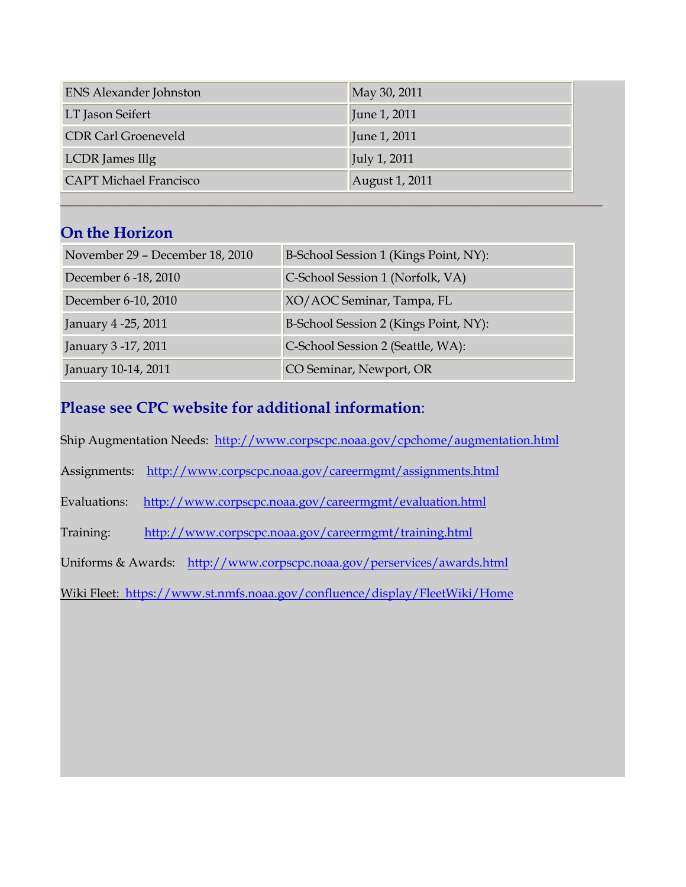| | |
|---|---|
| ENS Alexander Johnston | May 30, 2011 |
| LT Jason Seifert | June 1, 2011 |
| CDR Carl Groeneveld | June 1, 2011 |
| LCDR James Illg | July 1, 2011 |
| CAPT Michael Francisco | August 1, 2011 |

---

## On the Horizon

| | |
|---|---|
| November 29 – December 18, 2010 | B-School Session 1 (Kings Point, NY): |
| December 6 -18, 2010 | C-School Session 1 (Norfolk, VA) |
| December 6-10, 2010 | XO/AOC Seminar, Tampa, FL |
| January 4 -25, 2011 | B-School Session 2 (Kings Point, NY): |
| January 3 -17, 2011 | C-School Session 2 (Seattle, WA): |
| January 10-14, 2011 | CO Seminar, Newport, OR |

## Please see CPC website for additional information:

Ship Augmentation Needs: http://www.corpscpc.noaa.gov/cpchome/augmentation.html

Assignments: http://www.corpscpc.noaa.gov/careermgmt/assignments.html

Evaluations: http://www.corpscpc.noaa.gov/careermgmt/evaluation.html

Training: http://www.corpscpc.noaa.gov/careermgmt/training.html

Uniforms & Awards: http://www.corpscpc.noaa.gov/perservices/awards.html

Wiki Fleet: https://www.st.nmfs.noaa.gov/confluence/display/FleetWiki/Home